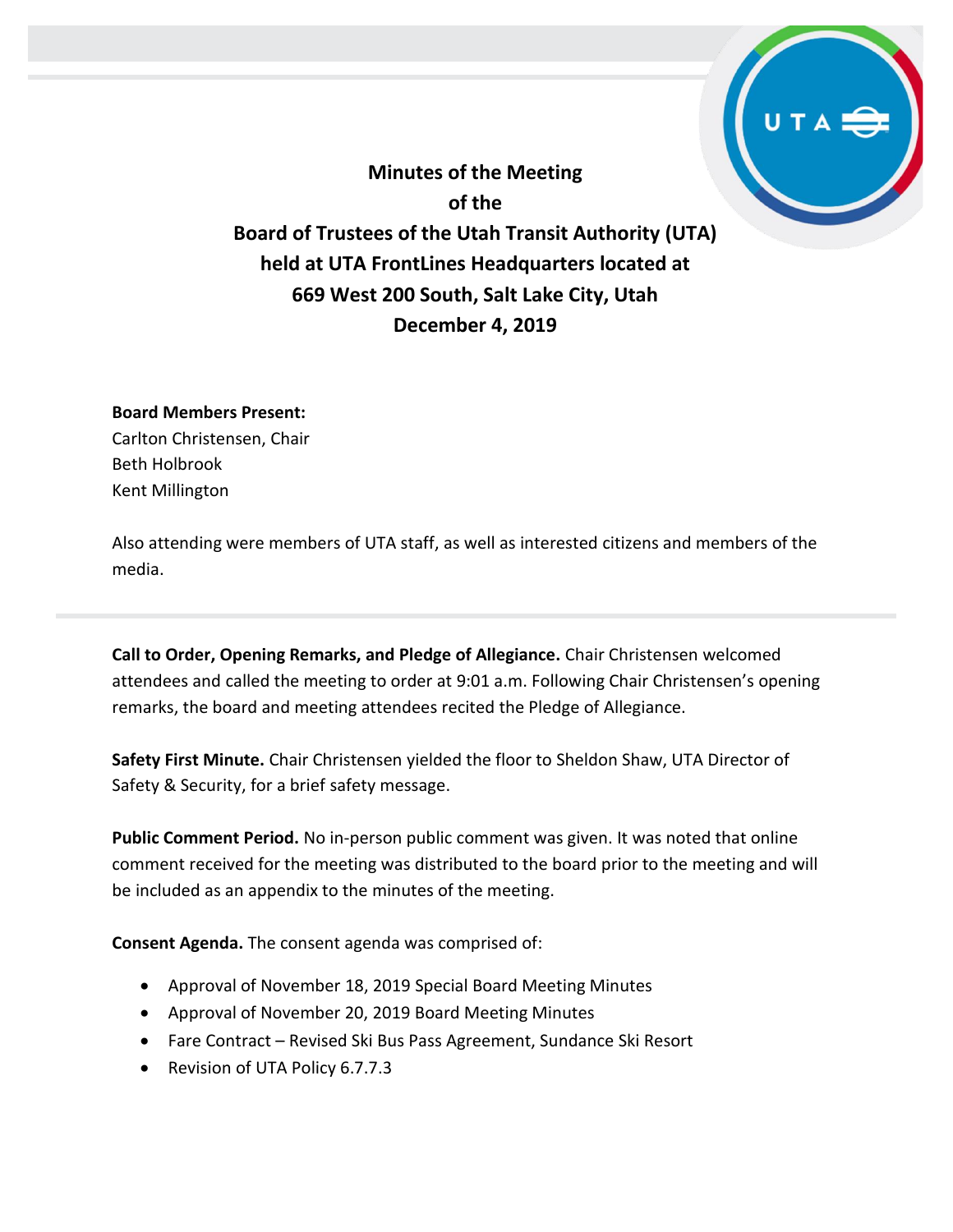# Minutes of the Meeting of the Board of Trustees of the Utah Transit Authority (UTA) held at UTA FrontLines Headquarters located at 669 West 200 South, Salt Lake City, Utah December 4, 2019

**Board Members Present:**
Carlton Christensen, Chair
Beth Holbrook
Kent Millington

Also attending were members of UTA staff, as well as interested citizens and members of the media.

---

**Call to Order, Opening Remarks, and Pledge of Allegiance.** Chair Christensen welcomed attendees and called the meeting to order at 9:01 a.m. Following Chair Christensen's opening remarks, the board and meeting attendees recited the Pledge of Allegiance.

**Safety First Minute.** Chair Christensen yielded the floor to Sheldon Shaw, UTA Director of Safety & Security, for a brief safety message.

**Public Comment Period.** No in-person public comment was given. It was noted that online comment received for the meeting was distributed to the board prior to the meeting and will be included as an appendix to the minutes of the meeting.

**Consent Agenda.** The consent agenda was comprised of:

- Approval of November 18, 2019 Special Board Meeting Minutes
- Approval of November 20, 2019 Board Meeting Minutes
- Fare Contract – Revised Ski Bus Pass Agreement, Sundance Ski Resort
- Revision of UTA Policy 6.7.7.3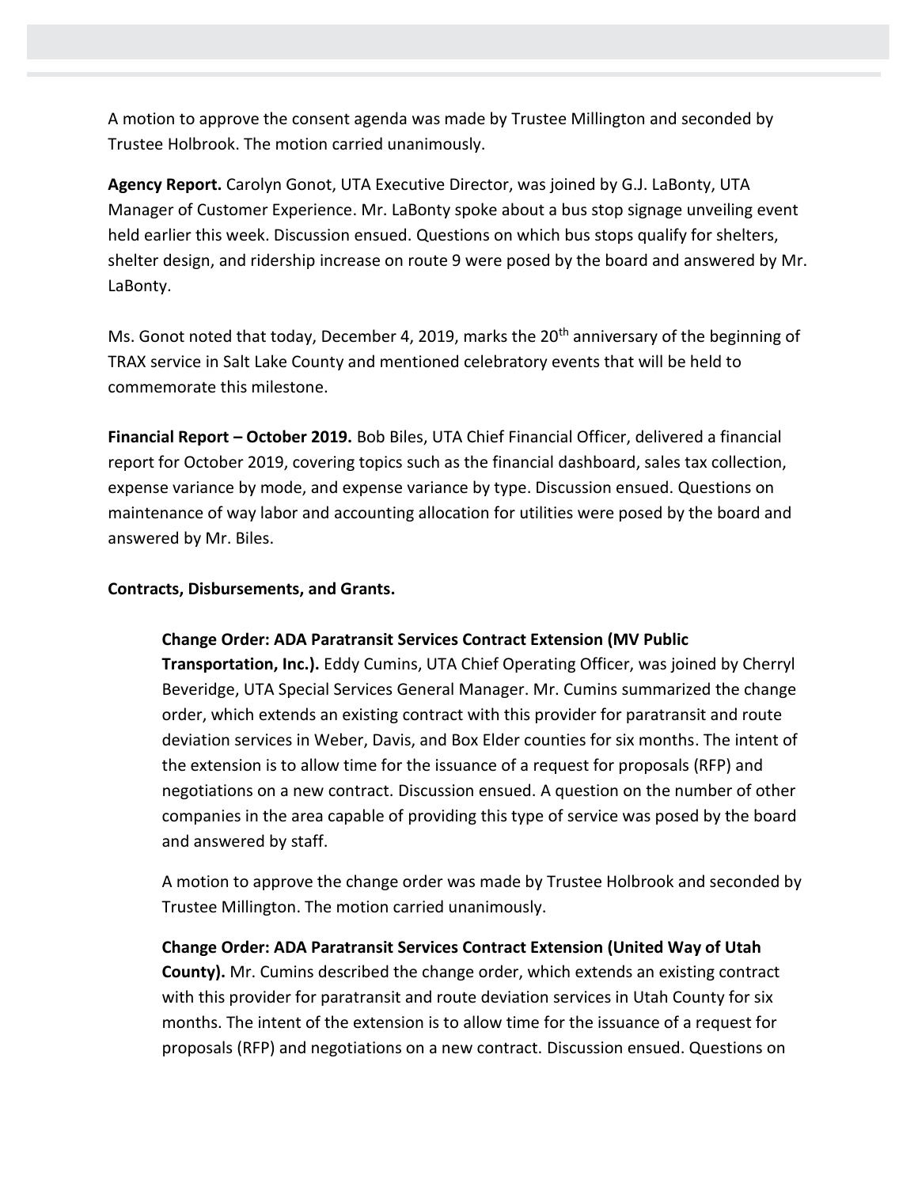A motion to approve the consent agenda was made by Trustee Millington and seconded by Trustee Holbrook. The motion carried unanimously.

**Agency Report.** Carolyn Gonot, UTA Executive Director, was joined by G.J. LaBonty, UTA Manager of Customer Experience. Mr. LaBonty spoke about a bus stop signage unveiling event held earlier this week. Discussion ensued. Questions on which bus stops qualify for shelters, shelter design, and ridership increase on route 9 were posed by the board and answered by Mr. LaBonty.

Ms. Gonot noted that today, December 4, 2019, marks the 20th anniversary of the beginning of TRAX service in Salt Lake County and mentioned celebratory events that will be held to commemorate this milestone.

**Financial Report – October 2019.** Bob Biles, UTA Chief Financial Officer, delivered a financial report for October 2019, covering topics such as the financial dashboard, sales tax collection, expense variance by mode, and expense variance by type. Discussion ensued. Questions on maintenance of way labor and accounting allocation for utilities were posed by the board and answered by Mr. Biles.

**Contracts, Disbursements, and Grants.**

**Change Order: ADA Paratransit Services Contract Extension (MV Public Transportation, Inc.).** Eddy Cumins, UTA Chief Operating Officer, was joined by Cherryl Beveridge, UTA Special Services General Manager. Mr. Cumins summarized the change order, which extends an existing contract with this provider for paratransit and route deviation services in Weber, Davis, and Box Elder counties for six months. The intent of the extension is to allow time for the issuance of a request for proposals (RFP) and negotiations on a new contract. Discussion ensued. A question on the number of other companies in the area capable of providing this type of service was posed by the board and answered by staff.

A motion to approve the change order was made by Trustee Holbrook and seconded by Trustee Millington. The motion carried unanimously.

**Change Order: ADA Paratransit Services Contract Extension (United Way of Utah County).** Mr. Cumins described the change order, which extends an existing contract with this provider for paratransit and route deviation services in Utah County for six months. The intent of the extension is to allow time for the issuance of a request for proposals (RFP) and negotiations on a new contract. Discussion ensued. Questions on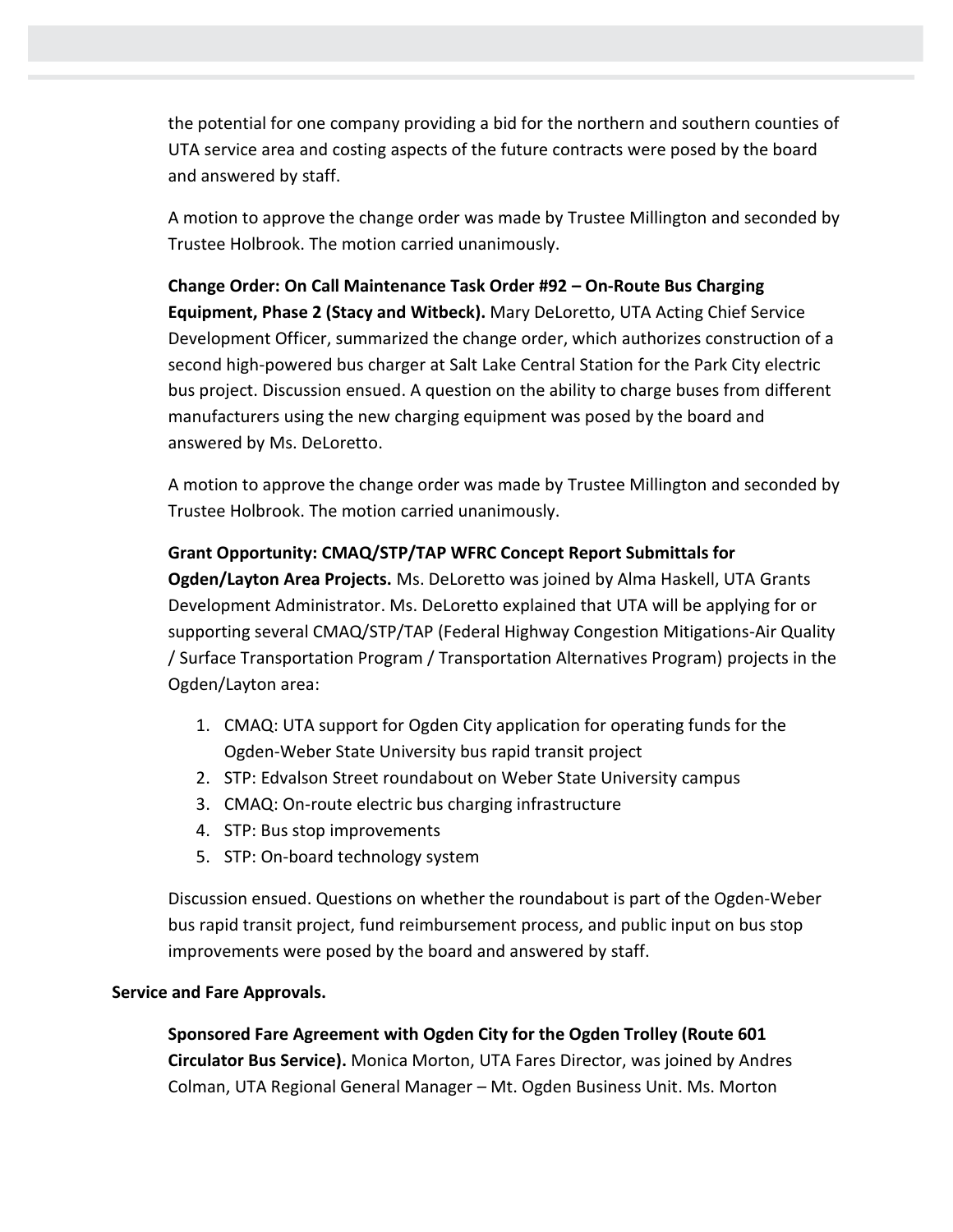the potential for one company providing a bid for the northern and southern counties of UTA service area and costing aspects of the future contracts were posed by the board and answered by staff.

A motion to approve the change order was made by Trustee Millington and seconded by Trustee Holbrook. The motion carried unanimously.

**Change Order: On Call Maintenance Task Order #92 – On-Route Bus Charging Equipment, Phase 2 (Stacy and Witbeck).** Mary DeLoretto, UTA Acting Chief Service Development Officer, summarized the change order, which authorizes construction of a second high-powered bus charger at Salt Lake Central Station for the Park City electric bus project. Discussion ensued. A question on the ability to charge buses from different manufacturers using the new charging equipment was posed by the board and answered by Ms. DeLoretto.

A motion to approve the change order was made by Trustee Millington and seconded by Trustee Holbrook. The motion carried unanimously.

**Grant Opportunity: CMAQ/STP/TAP WFRC Concept Report Submittals for Ogden/Layton Area Projects.** Ms. DeLoretto was joined by Alma Haskell, UTA Grants Development Administrator. Ms. DeLoretto explained that UTA will be applying for or supporting several CMAQ/STP/TAP (Federal Highway Congestion Mitigations-Air Quality / Surface Transportation Program / Transportation Alternatives Program) projects in the Ogden/Layton area:

1. CMAQ: UTA support for Ogden City application for operating funds for the Ogden-Weber State University bus rapid transit project
2. STP: Edvalson Street roundabout on Weber State University campus
3. CMAQ: On-route electric bus charging infrastructure
4. STP: Bus stop improvements
5. STP: On-board technology system

Discussion ensued. Questions on whether the roundabout is part of the Ogden-Weber bus rapid transit project, fund reimbursement process, and public input on bus stop improvements were posed by the board and answered by staff.

**Service and Fare Approvals.**

**Sponsored Fare Agreement with Ogden City for the Ogden Trolley (Route 601 Circulator Bus Service).** Monica Morton, UTA Fares Director, was joined by Andres Colman, UTA Regional General Manager – Mt. Ogden Business Unit. Ms. Morton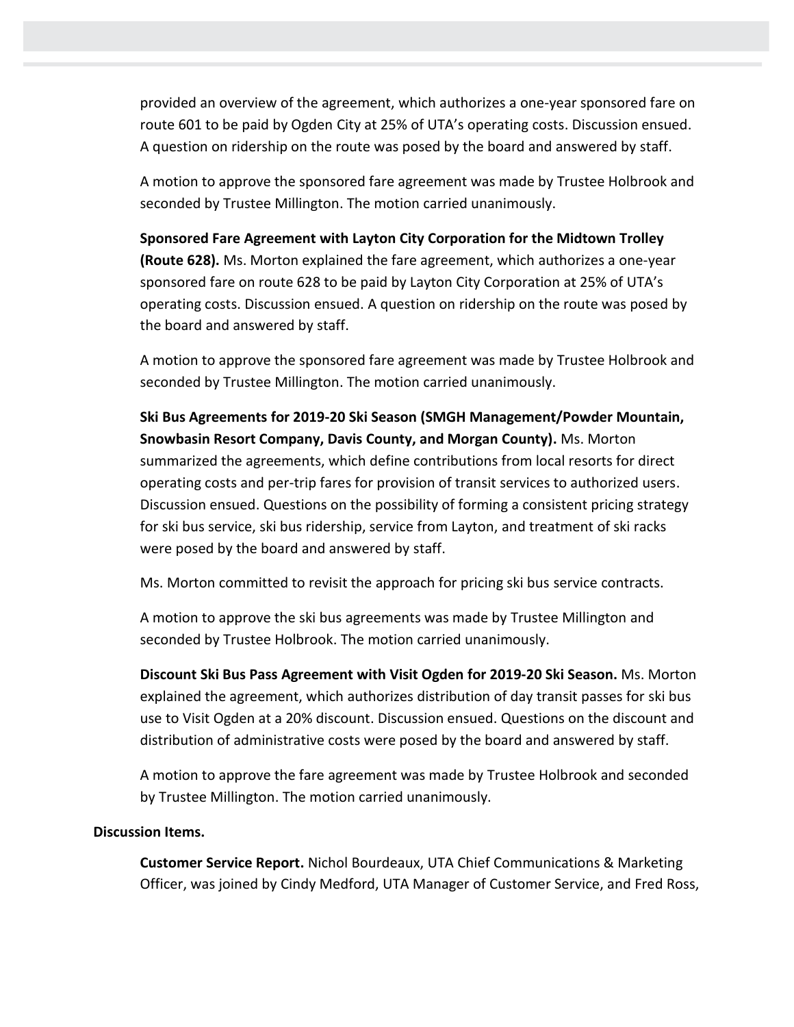provided an overview of the agreement, which authorizes a one-year sponsored fare on route 601 to be paid by Ogden City at 25% of UTA's operating costs. Discussion ensued. A question on ridership on the route was posed by the board and answered by staff.

A motion to approve the sponsored fare agreement was made by Trustee Holbrook and seconded by Trustee Millington. The motion carried unanimously.

**Sponsored Fare Agreement with Layton City Corporation for the Midtown Trolley (Route 628).** Ms. Morton explained the fare agreement, which authorizes a one-year sponsored fare on route 628 to be paid by Layton City Corporation at 25% of UTA's operating costs. Discussion ensued. A question on ridership on the route was posed by the board and answered by staff.

A motion to approve the sponsored fare agreement was made by Trustee Holbrook and seconded by Trustee Millington. The motion carried unanimously.

**Ski Bus Agreements for 2019-20 Ski Season (SMGH Management/Powder Mountain, Snowbasin Resort Company, Davis County, and Morgan County).** Ms. Morton summarized the agreements, which define contributions from local resorts for direct operating costs and per-trip fares for provision of transit services to authorized users. Discussion ensued. Questions on the possibility of forming a consistent pricing strategy for ski bus service, ski bus ridership, service from Layton, and treatment of ski racks were posed by the board and answered by staff.

Ms. Morton committed to revisit the approach for pricing ski bus service contracts.

A motion to approve the ski bus agreements was made by Trustee Millington and seconded by Trustee Holbrook. The motion carried unanimously.

**Discount Ski Bus Pass Agreement with Visit Ogden for 2019-20 Ski Season.** Ms. Morton explained the agreement, which authorizes distribution of day transit passes for ski bus use to Visit Ogden at a 20% discount. Discussion ensued. Questions on the discount and distribution of administrative costs were posed by the board and answered by staff.

A motion to approve the fare agreement was made by Trustee Holbrook and seconded by Trustee Millington. The motion carried unanimously.

**Discussion Items.**

**Customer Service Report.** Nichol Bourdeaux, UTA Chief Communications & Marketing Officer, was joined by Cindy Medford, UTA Manager of Customer Service, and Fred Ross,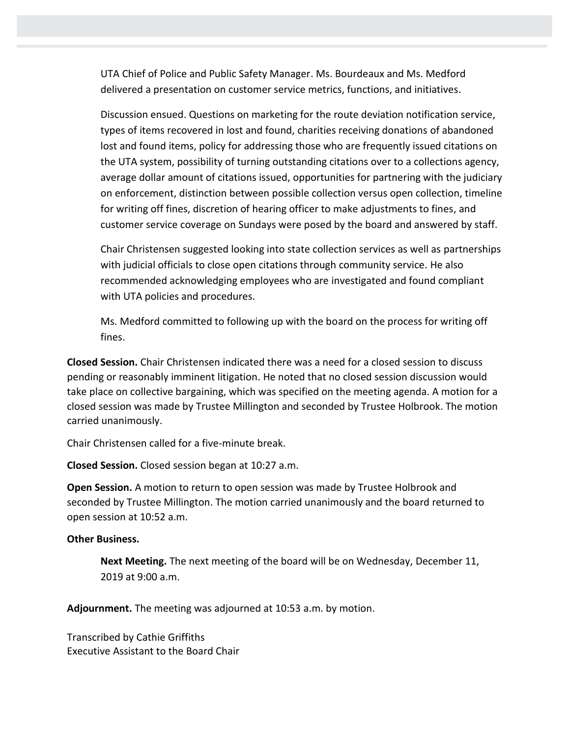UTA Chief of Police and Public Safety Manager. Ms. Bourdeaux and Ms. Medford delivered a presentation on customer service metrics, functions, and initiatives.

Discussion ensued. Questions on marketing for the route deviation notification service, types of items recovered in lost and found, charities receiving donations of abandoned lost and found items, policy for addressing those who are frequently issued citations on the UTA system, possibility of turning outstanding citations over to a collections agency, average dollar amount of citations issued, opportunities for partnering with the judiciary on enforcement, distinction between possible collection versus open collection, timeline for writing off fines, discretion of hearing officer to make adjustments to fines, and customer service coverage on Sundays were posed by the board and answered by staff.

Chair Christensen suggested looking into state collection services as well as partnerships with judicial officials to close open citations through community service. He also recommended acknowledging employees who are investigated and found compliant with UTA policies and procedures.

Ms. Medford committed to following up with the board on the process for writing off fines.

**Closed Session.** Chair Christensen indicated there was a need for a closed session to discuss pending or reasonably imminent litigation. He noted that no closed session discussion would take place on collective bargaining, which was specified on the meeting agenda. A motion for a closed session was made by Trustee Millington and seconded by Trustee Holbrook. The motion carried unanimously.

Chair Christensen called for a five-minute break.

**Closed Session.** Closed session began at 10:27 a.m.

**Open Session.** A motion to return to open session was made by Trustee Holbrook and seconded by Trustee Millington. The motion carried unanimously and the board returned to open session at 10:52 a.m.

**Other Business.**

**Next Meeting.** The next meeting of the board will be on Wednesday, December 11, 2019 at 9:00 a.m.

**Adjournment.** The meeting was adjourned at 10:53 a.m. by motion.

Transcribed by Cathie Griffiths
Executive Assistant to the Board Chair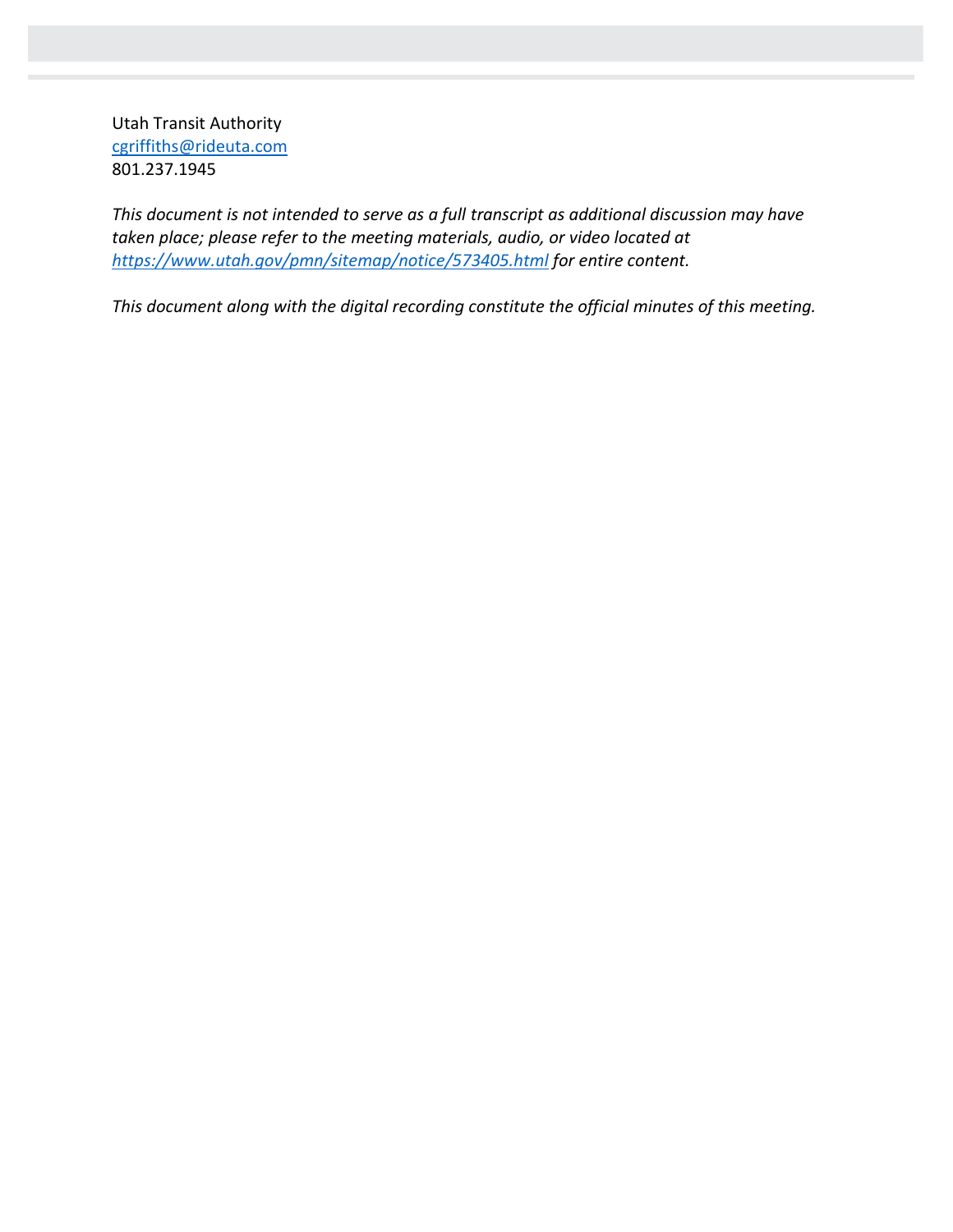Utah Transit Authority
[cgriffiths@rideuta.com](mailto:cgriffiths@rideuta.com)
801.237.1945

*This document is not intended to serve as a full transcript as additional discussion may have taken place; please refer to the meeting materials, audio, or video located at [https://www.utah.gov/pmn/sitemap/notice/573405.html](https://www.utah.gov/pmn/sitemap/notice/573405.html) for entire content.*

*This document along with the digital recording constitute the official minutes of this meeting.*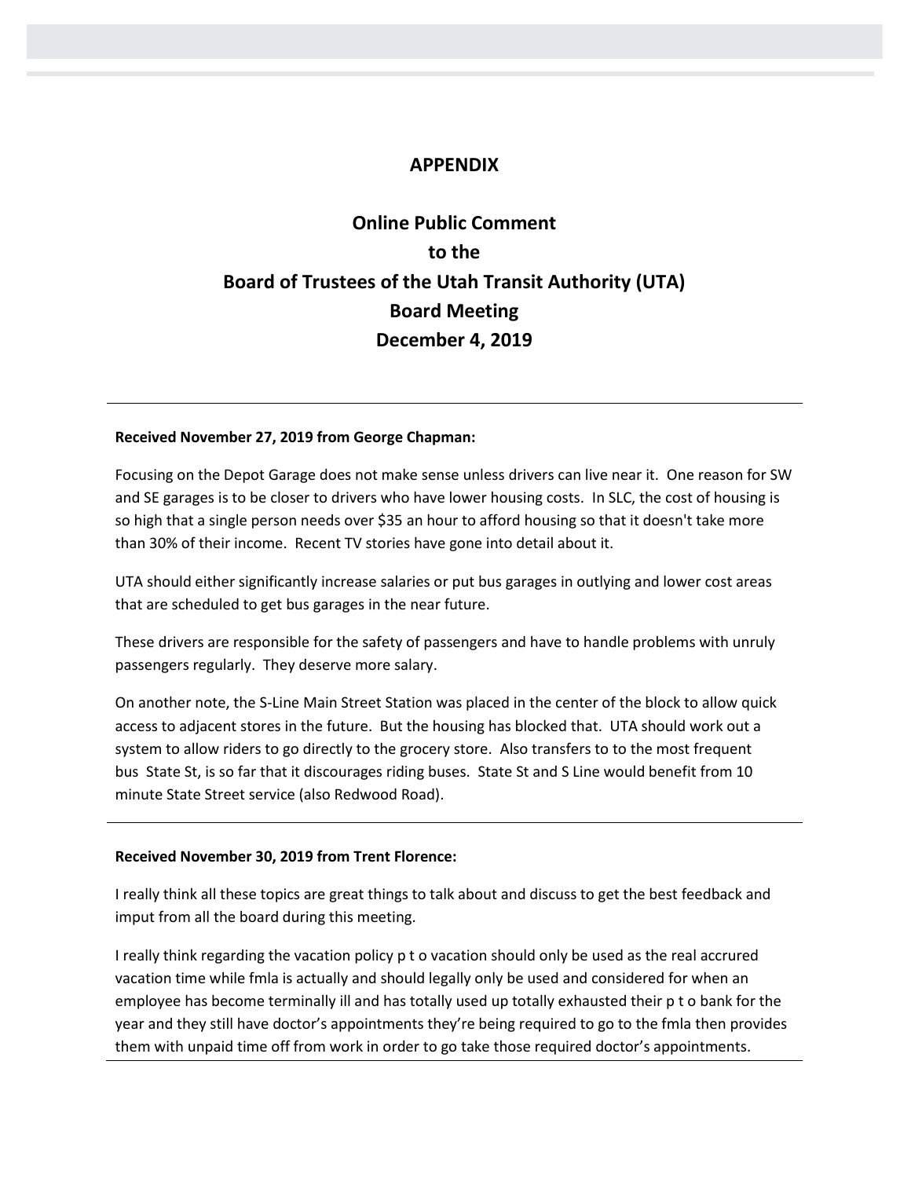# APPENDIX

## Online Public Comment
## to the
## Board of Trustees of the Utah Transit Authority (UTA)
## Board Meeting
## December 4, 2019

---

**Received November 27, 2019 from George Chapman:**

Focusing on the Depot Garage does not make sense unless drivers can live near it. One reason for SW and SE garages is to be closer to drivers who have lower housing costs. In SLC, the cost of housing is so high that a single person needs over $35 an hour to afford housing so that it doesn't take more than 30% of their income. Recent TV stories have gone into detail about it.

UTA should either significantly increase salaries or put bus garages in outlying and lower cost areas that are scheduled to get bus garages in the near future.

These drivers are responsible for the safety of passengers and have to handle problems with unruly passengers regularly. They deserve more salary.

On another note, the S-Line Main Street Station was placed in the center of the block to allow quick access to adjacent stores in the future. But the housing has blocked that. UTA should work out a system to allow riders to go directly to the grocery store. Also transfers to to the most frequent bus State St, is so far that it discourages riding buses. State St and S Line would benefit from 10 minute State Street service (also Redwood Road).

---

**Received November 30, 2019 from Trent Florence:**

I really think all these topics are great things to talk about and discuss to get the best feedback and imput from all the board during this meeting.

I really think regarding the vacation policy p t o vacation should only be used as the real accrured vacation time while fmla is actually and should legally only be used and considered for when an employee has become terminally ill and has totally used up totally exhausted their p t o bank for the year and they still have doctor's appointments they're being required to go to the fmla then provides them with unpaid time off from work in order to go take those required doctor's appointments.

---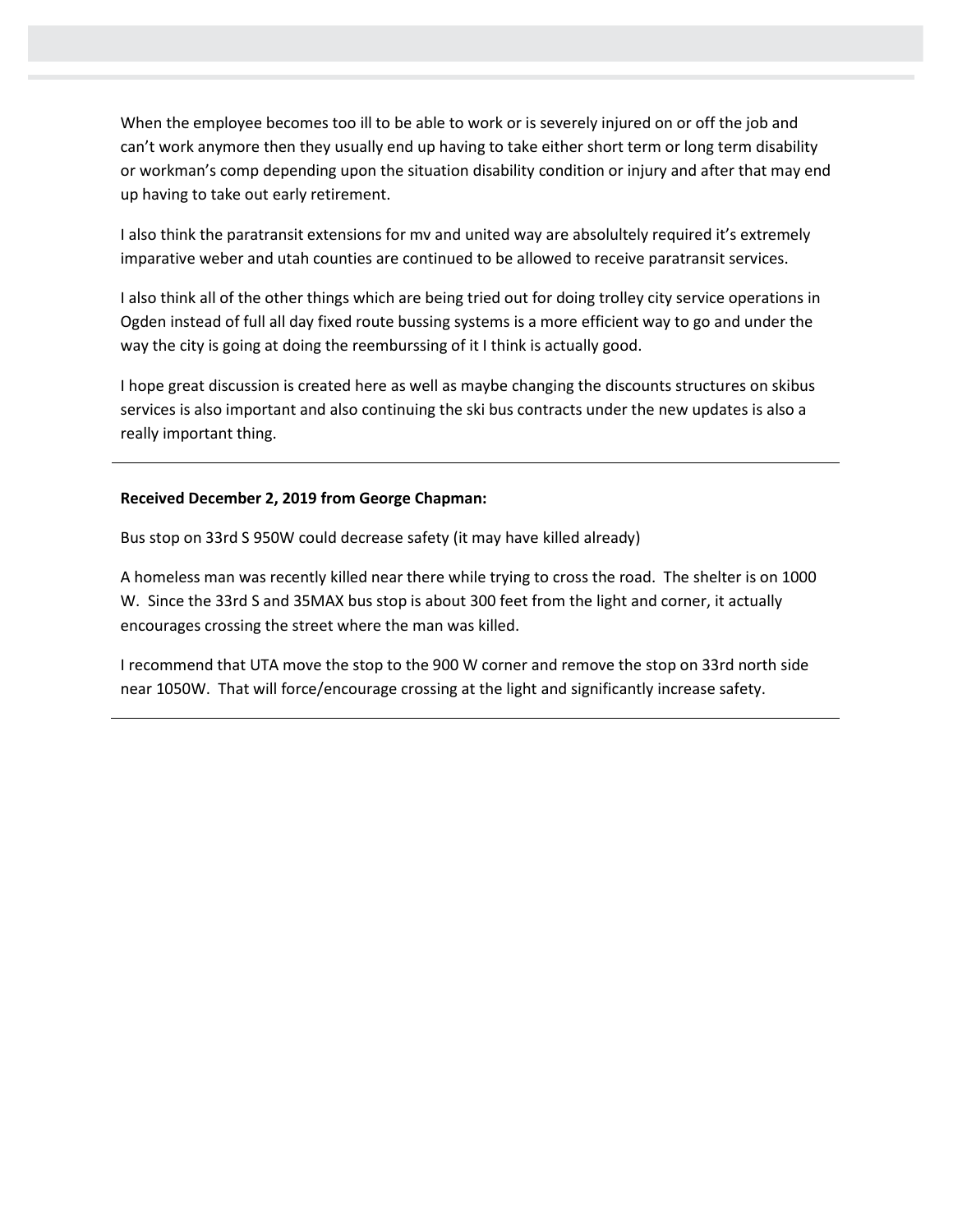When the employee becomes too ill to be able to work or is severely injured on or off the job and can't work anymore then they usually end up having to take either short term or long term disability or workman's comp depending upon the situation disability condition or injury and after that may end up having to take out early retirement.

I also think the paratransit extensions for mv and united way are absolultely required it's extremely imparative weber and utah counties are continued to be allowed to receive paratransit services.

I also think all of the other things which are being tried out for doing trolley city service operations in Ogden instead of full all day fixed route bussing systems is a more efficient way to go and under the way the city is going at doing the reemburssing of it I think is actually good.

I hope great discussion is created here as well as maybe changing the discounts structures on skibus services is also important and also continuing the ski bus contracts under the new updates is also a really important thing.

---

**Received December 2, 2019 from George Chapman:**

Bus stop on 33rd S 950W could decrease safety (it may have killed already)

A homeless man was recently killed near there while trying to cross the road. The shelter is on 1000 W. Since the 33rd S and 35MAX bus stop is about 300 feet from the light and corner, it actually encourages crossing the street where the man was killed.

I recommend that UTA move the stop to the 900 W corner and remove the stop on 33rd north side near 1050W. That will force/encourage crossing at the light and significantly increase safety.

---